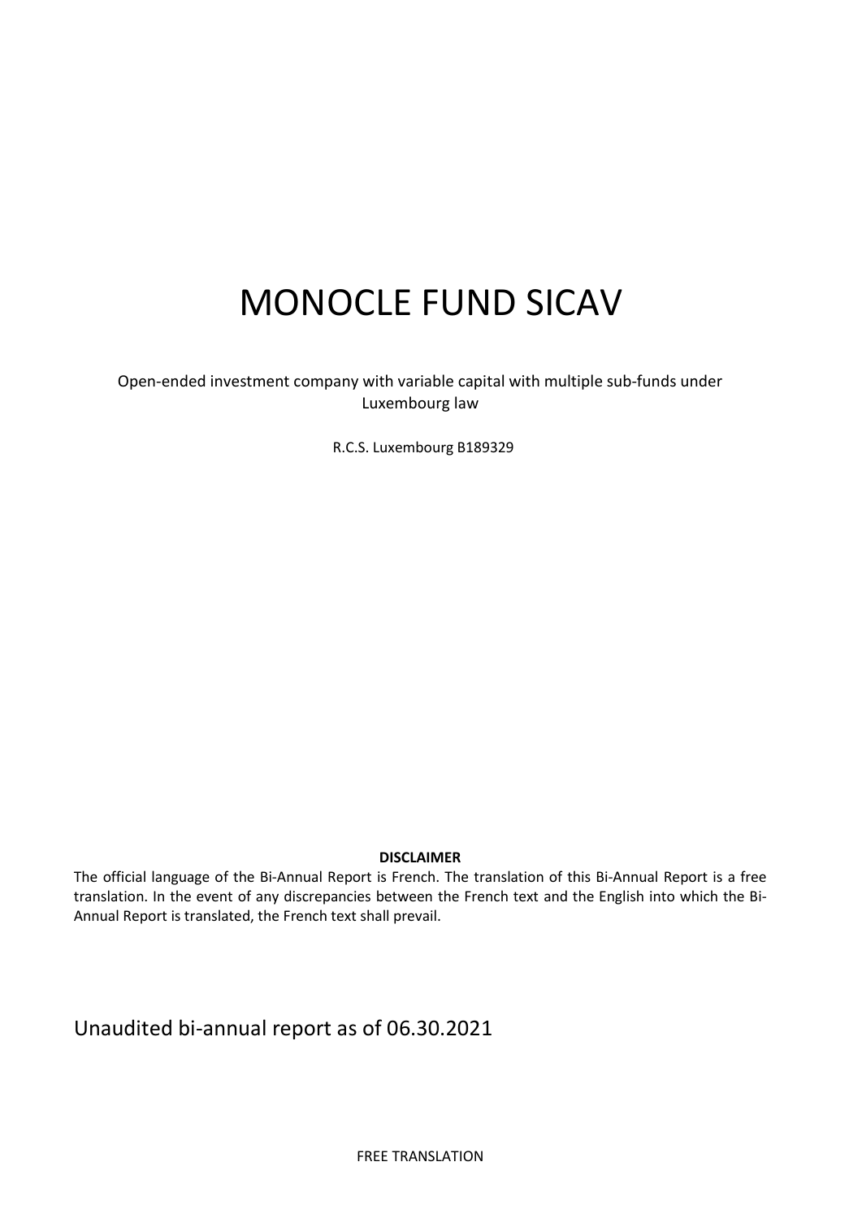# MONOCLE FUND SICAV

Open-ended investment company with variable capital with multiple sub-funds under Luxembourg law

R.C.S. Luxembourg B189329

**DISCLAIMER**

The official language of the Bi-Annual Report is French. The translation of this Bi-Annual Report is a free translation. In the event of any discrepancies between the French text and the English into which the Bi-Annual Report is translated, the French text shall prevail.

Unaudited bi-annual report as of 06.30.2021

FREE TRANSLATION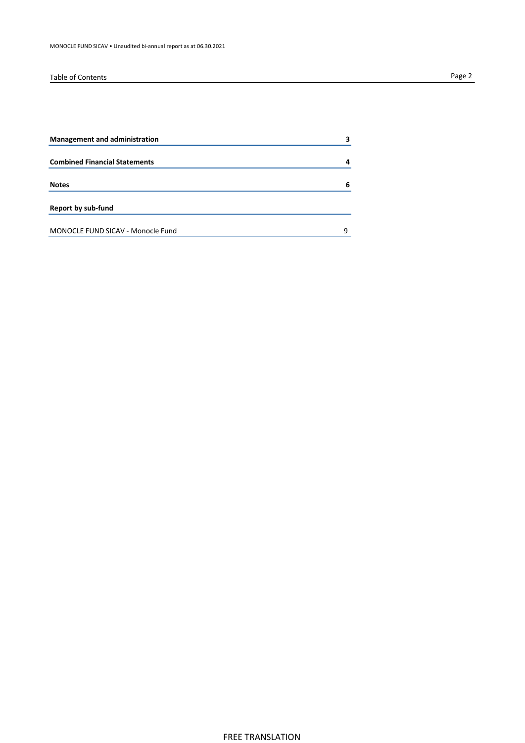# Table of Contents

| | |
|---|---|
| **Management and administration** | **3** |
| **Combined Financial Statements** | **4** |
| **Notes** | **6** |
| **Report by sub-fund** | |
| MONOCLE FUND SICAV - Monocle Fund | 9 |

FREE TRANSLATION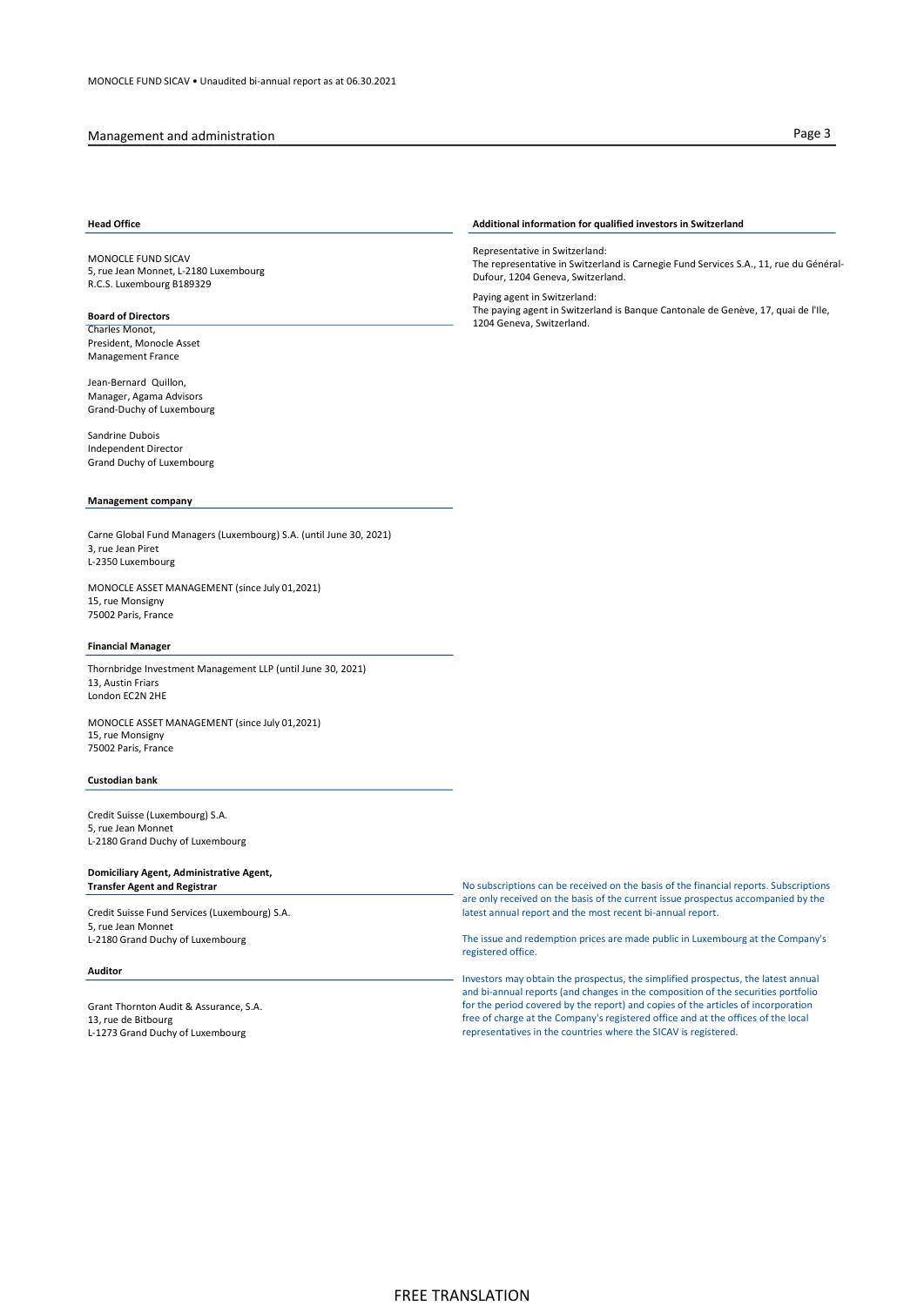## Management and administration

### Head Office

MONOCLE FUND SICAV
5, rue Jean Monnet, L-2180 Luxembourg
R.C.S. Luxembourg B189329

### Board of Directors

Charles Monot,
President, Monocle Asset
Management France

Jean-Bernard Quillon,
Manager, Agama Advisors
Grand-Duchy of Luxembourg

Sandrine Dubois
Independent Director
Grand Duchy of Luxembourg

### Management company

Carne Global Fund Managers (Luxembourg) S.A. (until June 30, 2021)
3, rue Jean Piret
L-2350 Luxembourg

MONOCLE ASSET MANAGEMENT (since July 01,2021)
15, rue Monsigny
75002 Paris, France

### Financial Manager

Thornbridge Investment Management LLP (until June 30, 2021)
13, Austin Friars
London EC2N 2HE

MONOCLE ASSET MANAGEMENT (since July 01,2021)
15, rue Monsigny
75002 Paris, France

### Custodian bank

Credit Suisse (Luxembourg) S.A.
5, rue Jean Monnet
L-2180 Grand Duchy of Luxembourg

### Domiciliary Agent, Administrative Agent, Transfer Agent and Registrar

Credit Suisse Fund Services (Luxembourg) S.A.
5, rue Jean Monnet
L-2180 Grand Duchy of Luxembourg

### Auditor

Grant Thornton Audit & Assurance, S.A.
13, rue de Bitbourg
L-1273 Grand Duchy of Luxembourg

### Additional information for qualified investors in Switzerland

Representative in Switzerland:
The representative in Switzerland is Carnegie Fund Services S.A., 11, rue du Général-Dufour, 1204 Geneva, Switzerland.

Paying agent in Switzerland:
The paying agent in Switzerland is Banque Cantonale de Genève, 17, quai de l'Ile, 1204 Geneva, Switzerland.

No subscriptions can be received on the basis of the financial reports. Subscriptions are only received on the basis of the current issue prospectus accompanied by the latest annual report and the most recent bi-annual report.

The issue and redemption prices are made public in Luxembourg at the Company's registered office.

Investors may obtain the prospectus, the simplified prospectus, the latest annual and bi-annual reports (and changes in the composition of the securities portfolio for the period covered by the report) and copies of the articles of incorporation free of charge at the Company's registered office and at the offices of the local representatives in the countries where the SICAV is registered.

FREE TRANSLATION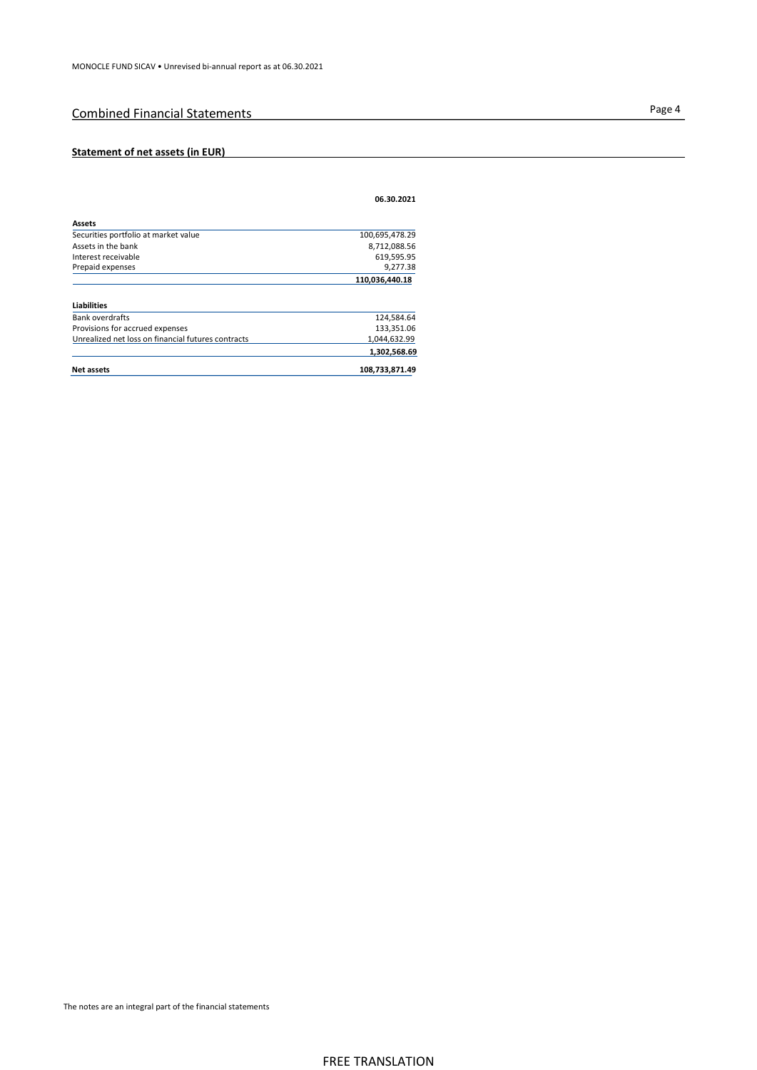## Combined Financial Statements

### Statement of net assets (in EUR)

| | 06.30.2021 |
|---|---|
| **Assets** | |
| Securities portfolio at market value | 100,695,478.29 |
| Assets in the bank | 8,712,088.56 |
| Interest receivable | 619,595.95 |
| Prepaid expenses | 9,277.38 |
| | **110,036,440.18** |
| **Liabilities** | |
| Bank overdrafts | 124,584.64 |
| Provisions for accrued expenses | 133,351.06 |
| Unrealized net loss on financial futures contracts | 1,044,632.99 |
| | **1,302,568.69** |
| **Net assets** | **108,733,871.49** |

The notes are an integral part of the financial statements

FREE TRANSLATION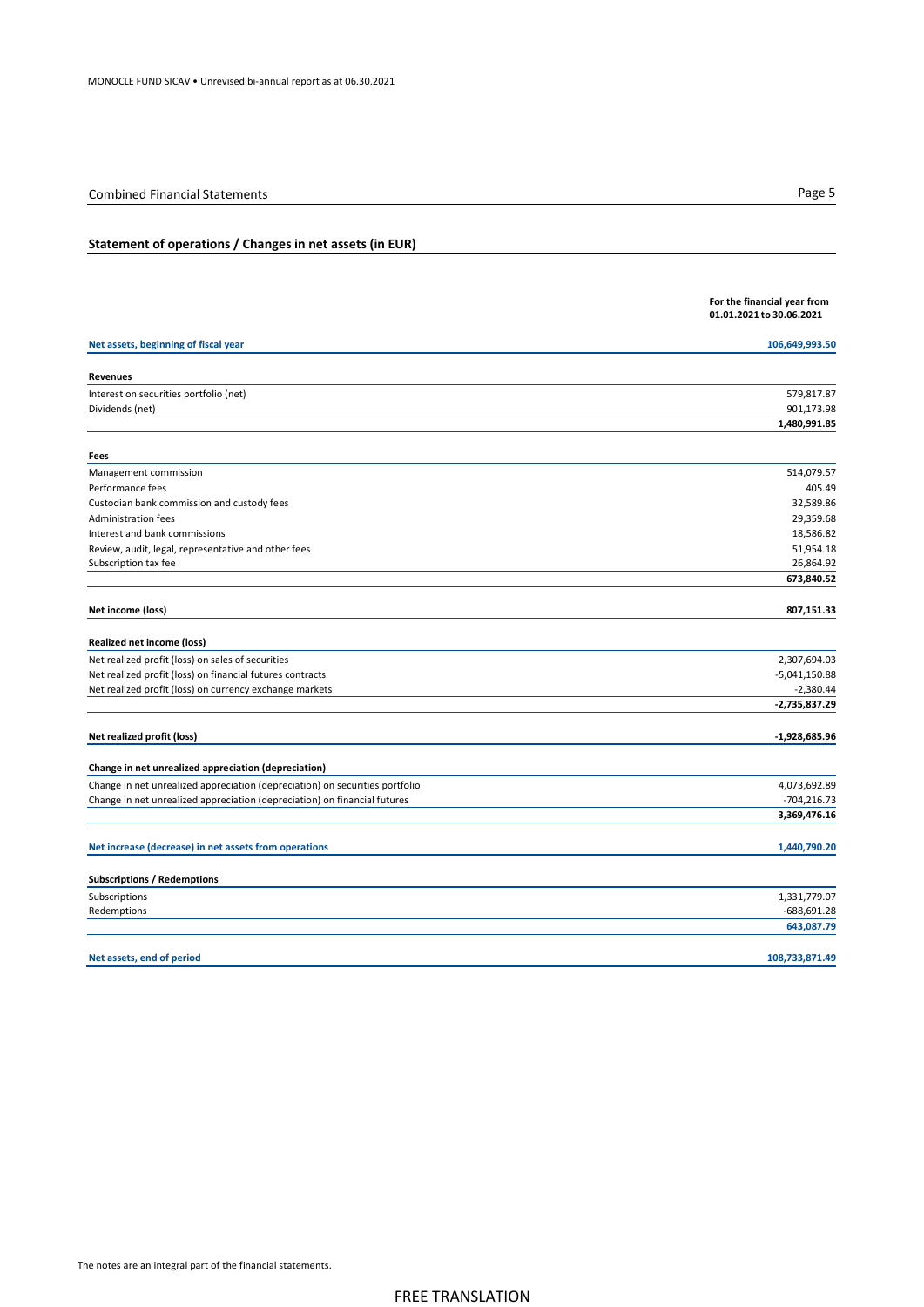## Combined Financial Statements

### Statement of operations / Changes in net assets (in EUR)

| | For the financial year from 01.01.2021 to 30.06.2021 |
|---|---|
| **Net assets, beginning of fiscal year** | **106,649,993.50** |
| **Revenues** | |
| Interest on securities portfolio (net) | 579,817.87 |
| Dividends (net) | 901,173.98 |
| | **1,480,991.85** |
| **Fees** | |
| Management commission | 514,079.57 |
| Performance fees | 405.49 |
| Custodian bank commission and custody fees | 32,589.86 |
| Administration fees | 29,359.68 |
| Interest and bank commissions | 18,586.82 |
| Review, audit, legal, representative and other fees | 51,954.18 |
| Subscription tax fee | 26,864.92 |
| | **673,840.52** |
| **Net income (loss)** | **807,151.33** |
| **Realized net income (loss)** | |
| Net realized profit (loss) on sales of securities | 2,307,694.03 |
| Net realized profit (loss) on financial futures contracts | -5,041,150.88 |
| Net realized profit (loss) on currency exchange markets | -2,380.44 |
| | **-2,735,837.29** |
| **Net realized profit (loss)** | **-1,928,685.96** |
| **Change in net unrealized appreciation (depreciation)** | |
| Change in net unrealized appreciation (depreciation) on securities portfolio | 4,073,692.89 |
| Change in net unrealized appreciation (depreciation) on financial futures | -704,216.73 |
| | **3,369,476.16** |
| **Net increase (decrease) in net assets from operations** | **1,440,790.20** |
| **Subscriptions / Redemptions** | |
| Subscriptions | 1,331,779.07 |
| Redemptions | -688,691.28 |
| | **643,087.79** |
| **Net assets, end of period** | **108,733,871.49** |

The notes are an integral part of the financial statements.

FREE TRANSLATION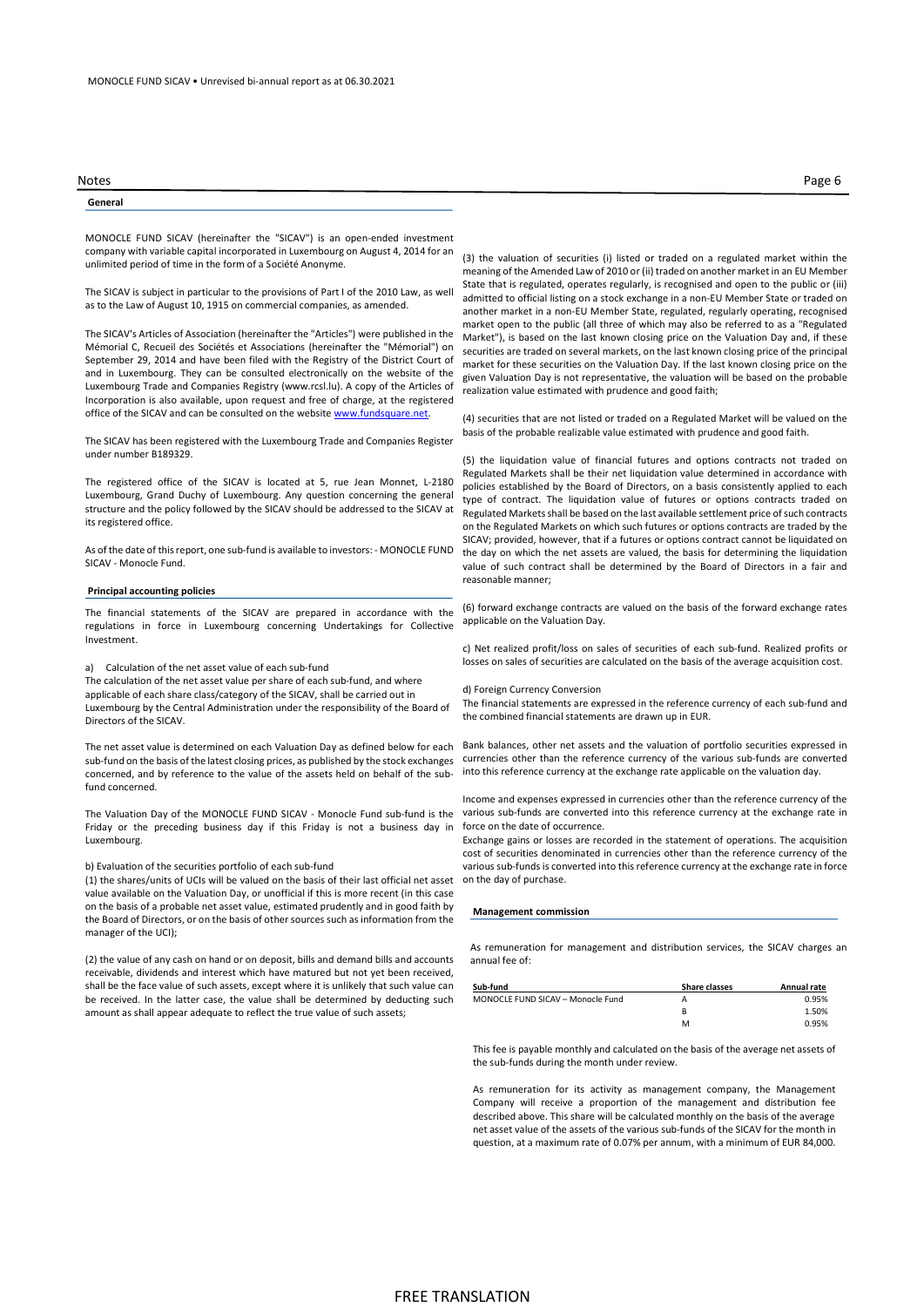## Notes

### General

MONOCLE FUND SICAV (hereinafter the "SICAV") is an open-ended investment company with variable capital incorporated in Luxembourg on August 4, 2014 for an unlimited period of time in the form of a Société Anonyme.

The SICAV is subject in particular to the provisions of Part I of the 2010 Law, as well as to the Law of August 10, 1915 on commercial companies, as amended.

The SICAV's Articles of Association (hereinafter the "Articles") were published in the Mémorial C, Recueil des Sociétés et Associations (hereinafter the "Mémorial") on September 29, 2014 and have been filed with the Registry of the District Court of and in Luxembourg. They can be consulted electronically on the website of the Luxembourg Trade and Companies Registry (www.rcsl.lu). A copy of the Articles of Incorporation is also available, upon request and free of charge, at the registered office of the SICAV and can be consulted on the website www.fundsquare.net.

The SICAV has been registered with the Luxembourg Trade and Companies Register under number B189329.

The registered office of the SICAV is located at 5, rue Jean Monnet, L-2180 Luxembourg, Grand Duchy of Luxembourg. Any question concerning the general structure and the policy followed by the SICAV should be addressed to the SICAV at its registered office.

As of the date of this report, one sub-fund is available to investors: - MONOCLE FUND SICAV - Monocle Fund.

### Principal accounting policies

The financial statements of the SICAV are prepared in accordance with the regulations in force in Luxembourg concerning Undertakings for Collective Investment.

a) Calculation of the net asset value of each sub-fund

The calculation of the net asset value per share of each sub-fund, and where applicable of each share class/category of the SICAV, shall be carried out in Luxembourg by the Central Administration under the responsibility of the Board of Directors of the SICAV.

The net asset value is determined on each Valuation Day as defined below for each sub-fund on the basis of the latest closing prices, as published by the stock exchanges concerned, and by reference to the value of the assets held on behalf of the sub-fund concerned.

The Valuation Day of the MONOCLE FUND SICAV - Monocle Fund sub-fund is the Friday or the preceding business day if this Friday is not a business day in Luxembourg.

b) Evaluation of the securities portfolio of each sub-fund

(1) the shares/units of UCIs will be valued on the basis of their last official net asset value available on the Valuation Day, or unofficial if this is more recent (in this case on the basis of a probable net asset value, estimated prudently and in good faith by the Board of Directors, or on the basis of other sources such as information from the manager of the UCI);

(2) the value of any cash on hand or on deposit, bills and demand bills and accounts receivable, dividends and interest which have matured but not yet been received, shall be the face value of such assets, except where it is unlikely that such value can be received. In the latter case, the value shall be determined by deducting such amount as shall appear adequate to reflect the true value of such assets;

(3) the valuation of securities (i) listed or traded on a regulated market within the meaning of the Amended Law of 2010 or (ii) traded on another market in an EU Member State that is regulated, operates regularly, is recognised and open to the public or (iii) admitted to official listing on a stock exchange in a non-EU Member State or traded on another market in a non-EU Member State, regulated, regularly operating, recognised market open to the public (all three of which may also be referred to as a "Regulated Market"), is based on the last known closing price on the Valuation Day and, if these securities are traded on several markets, on the last known closing price of the principal market for these securities on the Valuation Day. If the last known closing price on the given Valuation Day is not representative, the valuation will be based on the probable realization value estimated with prudence and good faith;

(4) securities that are not listed or traded on a Regulated Market will be valued on the basis of the probable realizable value estimated with prudence and good faith.

(5) the liquidation value of financial futures and options contracts not traded on Regulated Markets shall be their net liquidation value determined in accordance with policies established by the Board of Directors, on a basis consistently applied to each type of contract. The liquidation value of futures or options contracts traded on Regulated Markets shall be based on the last available settlement price of such contracts on the Regulated Markets on which such futures or options contracts are traded by the SICAV; provided, however, that if a futures or options contract cannot be liquidated on the day on which the net assets are valued, the basis for determining the liquidation value of such contract shall be determined by the Board of Directors in a fair and reasonable manner;

(6) forward exchange contracts are valued on the basis of the forward exchange rates applicable on the Valuation Day.

c) Net realized profit/loss on sales of securities of each sub-fund. Realized profits or losses on sales of securities are calculated on the basis of the average acquisition cost.

d) Foreign Currency Conversion

The financial statements are expressed in the reference currency of each sub-fund and the combined financial statements are drawn up in EUR.

Bank balances, other net assets and the valuation of portfolio securities expressed in currencies other than the reference currency of the various sub-funds are converted into this reference currency at the exchange rate applicable on the valuation day.

Income and expenses expressed in currencies other than the reference currency of the various sub-funds are converted into this reference currency at the exchange rate in force on the date of occurrence.

Exchange gains or losses are recorded in the statement of operations. The acquisition cost of securities denominated in currencies other than the reference currency of the various sub-funds is converted into this reference currency at the exchange rate in force on the day of purchase.

### Management commission

As remuneration for management and distribution services, the SICAV charges an annual fee of:

| Sub-fund | Share classes | Annual rate |
|---|---|---|
| MONOCLE FUND SICAV – Monocle Fund | A | 0.95% |
| | B | 1.50% |
| | M | 0.95% |

This fee is payable monthly and calculated on the basis of the average net assets of the sub-funds during the month under review.

As remuneration for its activity as management company, the Management Company will receive a proportion of the management and distribution fee described above. This share will be calculated monthly on the basis of the average net asset value of the assets of the various sub-funds of the SICAV for the month in question, at a maximum rate of 0.07% per annum, with a minimum of EUR 84,000.

FREE TRANSLATION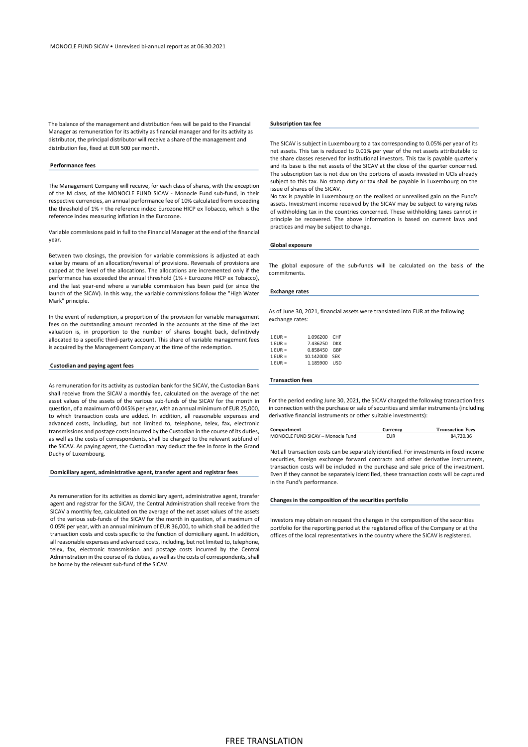The balance of the management and distribution fees will be paid to the Financial Manager as remuneration for its activity as financial manager and for its activity as distributor, the principal distributor will receive a share of the management and distribution fee, fixed at EUR 500 per month.

### Performance fees

The Management Company will receive, for each class of shares, with the exception of the M class, of the MONOCLE FUND SICAV - Monocle Fund sub-fund, in their respective currencies, an annual performance fee of 10% calculated from exceeding the threshold of 1% + the reference index: Eurozone HICP ex Tobacco, which is the reference index measuring inflation in the Eurozone.

Variable commissions paid in full to the Financial Manager at the end of the financial year.

Between two closings, the provision for variable commissions is adjusted at each value by means of an allocation/reversal of provisions. Reversals of provisions are capped at the level of the allocations. The allocations are incremented only if the performance has exceeded the annual threshold (1% + Eurozone HICP ex Tobacco), and the last year-end where a variable commission has been paid (or since the launch of the SICAV). In this way, the variable commissions follow the "High Water Mark" principle.

In the event of redemption, a proportion of the provision for variable management fees on the outstanding amount recorded in the accounts at the time of the last valuation is, in proportion to the number of shares bought back, definitively allocated to a specific third-party account. This share of variable management fees is acquired by the Management Company at the time of the redemption.

### Custodian and paying agent fees

As remuneration for its activity as custodian bank for the SICAV, the Custodian Bank shall receive from the SICAV a monthly fee, calculated on the average of the net asset values of the assets of the various sub-funds of the SICAV for the month in question, of a maximum of 0.045% per year, with an annual minimum of EUR 25,000, to which transaction costs are added. In addition, all reasonable expenses and advanced costs, including, but not limited to, telephone, telex, fax, electronic transmissions and postage costs incurred by the Custodian in the course of its duties, as well as the costs of correspondents, shall be charged to the relevant subfund of the SICAV. As paying agent, the Custodian may deduct the fee in force in the Grand Duchy of Luxembourg.

### Domiciliary agent, administrative agent, transfer agent and registrar fees

As remuneration for its activities as domiciliary agent, administrative agent, transfer agent and registrar for the SICAV, the Central Administration shall receive from the SICAV a monthly fee, calculated on the average of the net asset values of the assets of the various sub-funds of the SICAV for the month in question, of a maximum of 0.05% per year, with an annual minimum of EUR 36,000, to which shall be added the transaction costs and costs specific to the function of domiciliary agent. In addition, all reasonable expenses and advanced costs, including, but not limited to, telephone, telex, fax, electronic transmission and postage costs incurred by the Central Administration in the course of its duties, as well as the costs of correspondents, shall be borne by the relevant sub-fund of the SICAV.

### Subscription tax fee

The SICAV is subject in Luxembourg to a tax corresponding to 0.05% per year of its net assets. This tax is reduced to 0.01% per year of the net assets attributable to the share classes reserved for institutional investors. This tax is payable quarterly and its base is the net assets of the SICAV at the close of the quarter concerned. The subscription tax is not due on the portions of assets invested in UCIs already subject to this tax. No stamp duty or tax shall be payable in Luxembourg on the issue of shares of the SICAV.

No tax is payable in Luxembourg on the realised or unrealised gain on the Fund's assets. Investment income received by the SICAV may be subject to varying rates of withholding tax in the countries concerned. These withholding taxes cannot in principle be recovered. The above information is based on current laws and practices and may be subject to change.

### Global exposure

The global exposure of the sub-funds will be calculated on the basis of the commitments.

### Exchange rates

As of June 30, 2021, financial assets were translated into EUR at the following exchange rates:

| | | |
|---|---|---|
| 1 EUR = | 1.096200 | CHF |
| 1 EUR = | 7.436250 | DKK |
| 1 EUR = | 0.858450 | GBP |
| 1 EUR = | 10.142000 | SEK |
| 1 EUR = | 1.185900 | USD |

### Transaction fees

For the period ending June 30, 2021, the SICAV charged the following transaction fees in connection with the purchase or sale of securities and similar instruments (including derivative financial instruments or other suitable investments):

| Compartment | Currency | Transaction Fees |
|---|---|---|
| MONOCLE FUND SICAV – Monocle Fund | EUR | 84,720.36 |

Not all transaction costs can be separately identified. For investments in fixed income securities, foreign exchange forward contracts and other derivative instruments, transaction costs will be included in the purchase and sale price of the investment. Even if they cannot be separately identified, these transaction costs will be captured in the Fund's performance.

### Changes in the composition of the securities portfolio

Investors may obtain on request the changes in the composition of the securities portfolio for the reporting period at the registered office of the Company or at the offices of the local representatives in the country where the SICAV is registered.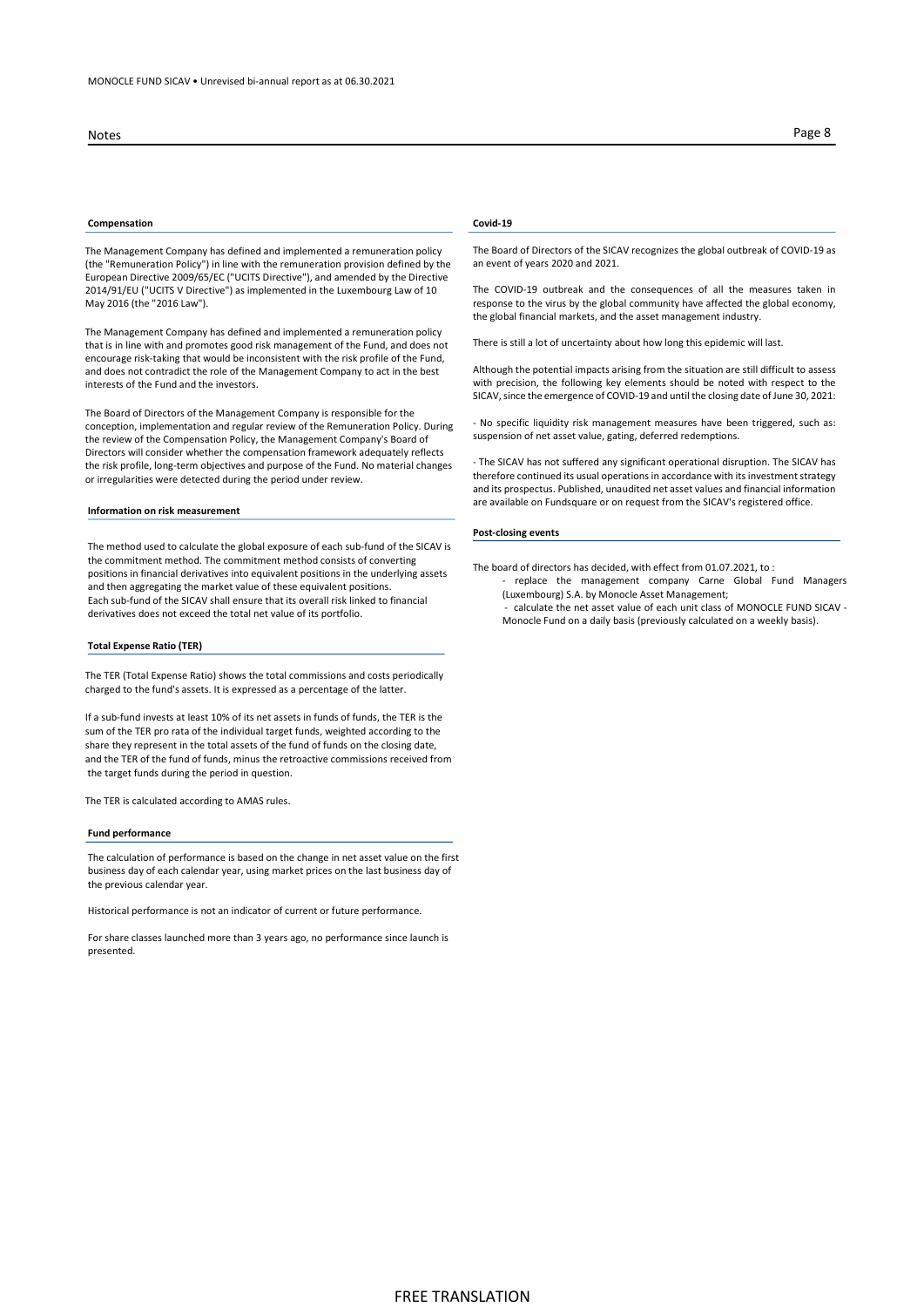## Notes

### Compensation

The Management Company has defined and implemented a remuneration policy (the "Remuneration Policy") in line with the remuneration provision defined by the European Directive 2009/65/EC ("UCITS Directive"), and amended by the Directive 2014/91/EU ("UCITS V Directive") as implemented in the Luxembourg Law of 10 May 2016 (the "2016 Law").

The Management Company has defined and implemented a remuneration policy that is in line with and promotes good risk management of the Fund, and does not encourage risk-taking that would be inconsistent with the risk profile of the Fund, and does not contradict the role of the Management Company to act in the best interests of the Fund and the investors.

The Board of Directors of the Management Company is responsible for the conception, implementation and regular review of the Remuneration Policy. During the review of the Compensation Policy, the Management Company's Board of Directors will consider whether the compensation framework adequately reflects the risk profile, long-term objectives and purpose of the Fund. No material changes or irregularities were detected during the period under review.

### Information on risk measurement

The method used to calculate the global exposure of each sub-fund of the SICAV is the commitment method. The commitment method consists of converting positions in financial derivatives into equivalent positions in the underlying assets and then aggregating the market value of these equivalent positions.
Each sub-fund of the SICAV shall ensure that its overall risk linked to financial derivatives does not exceed the total net value of its portfolio.

### Total Expense Ratio (TER)

The TER (Total Expense Ratio) shows the total commissions and costs periodically charged to the fund's assets. It is expressed as a percentage of the latter.

If a sub-fund invests at least 10% of its net assets in funds of funds, the TER is the sum of the TER pro rata of the individual target funds, weighted according to the share they represent in the total assets of the fund of funds on the closing date, and the TER of the fund of funds, minus the retroactive commissions received from the target funds during the period in question.

The TER is calculated according to AMAS rules.

### Fund performance

The calculation of performance is based on the change in net asset value on the first business day of each calendar year, using market prices on the last business day of the previous calendar year.

Historical performance is not an indicator of current or future performance.

For share classes launched more than 3 years ago, no performance since launch is presented.

### Covid-19

The Board of Directors of the SICAV recognizes the global outbreak of COVID-19 as an event of years 2020 and 2021.

The COVID-19 outbreak and the consequences of all the measures taken in response to the virus by the global community have affected the global economy, the global financial markets, and the asset management industry.

There is still a lot of uncertainty about how long this epidemic will last.

Although the potential impacts arising from the situation are still difficult to assess with precision, the following key elements should be noted with respect to the SICAV, since the emergence of COVID-19 and until the closing date of June 30, 2021:

- No specific liquidity risk management measures have been triggered, such as: suspension of net asset value, gating, deferred redemptions.

- The SICAV has not suffered any significant operational disruption. The SICAV has therefore continued its usual operations in accordance with its investment strategy and its prospectus. Published, unaudited net asset values and financial information are available on Fundsquare or on request from the SICAV's registered office.

### Post-closing events

The board of directors has decided, with effect from 01.07.2021, to :

- replace the management company Carne Global Fund Managers (Luxembourg) S.A. by Monocle Asset Management;
- calculate the net asset value of each unit class of MONOCLE FUND SICAV - Monocle Fund on a daily basis (previously calculated on a weekly basis).

FREE TRANSLATION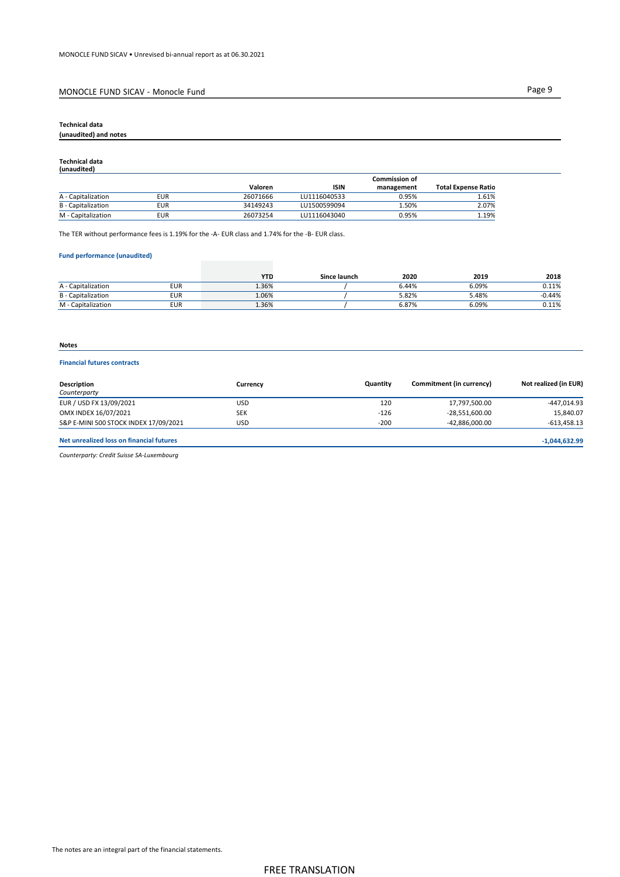## MONOCLE FUND SICAV - Monocle Fund

### Technical data (unaudited) and notes

#### Technical data (unaudited)

| | | Valoren | ISIN | Commission of management | Total Expense Ratio |
|---|---|---|---|---|---|
| A - Capitalization | EUR | 26071666 | LU1116040533 | 0.95% | 1.61% |
| B - Capitalization | EUR | 34149243 | LU1500599094 | 1.50% | 2.07% |
| M - Capitalization | EUR | 26073254 | LU1116043040 | 0.95% | 1.19% |

The TER without performance fees is 1.19% for the -A- EUR class and 1.74% for the -B- EUR class.

#### Fund performance (unaudited)

| | | YTD | Since launch | 2020 | 2019 | 2018 |
|---|---|---|---|---|---|---|
| A - Capitalization | EUR | 1.36% | / | 6.44% | 6.09% | 0.11% |
| B - Capitalization | EUR | 1.06% | / | 5.82% | 5.48% | -0.44% |
| M - Capitalization | EUR | 1.36% | / | 6.87% | 6.09% | 0.11% |

### Notes

#### Financial futures contracts

| Description *Counterparty* | Currency | Quantity | Commitment (in currency) | Not realized (in EUR) |
|---|---|---|---|---|
| EUR / USD FX 13/09/2021 | USD | 120 | 17,797,500.00 | -447,014.93 |
| OMX INDEX 16/07/2021 | SEK | -126 | -28,551,600.00 | 15,840.07 |
| S&P E-MINI 500 STOCK INDEX 17/09/2021 | USD | -200 | -42,886,000.00 | -613,458.13 |
| **Net unrealized loss on financial futures** | | | | **-1,044,632.99** |

*Counterparty: Credit Suisse SA-Luxembourg*

The notes are an integral part of the financial statements.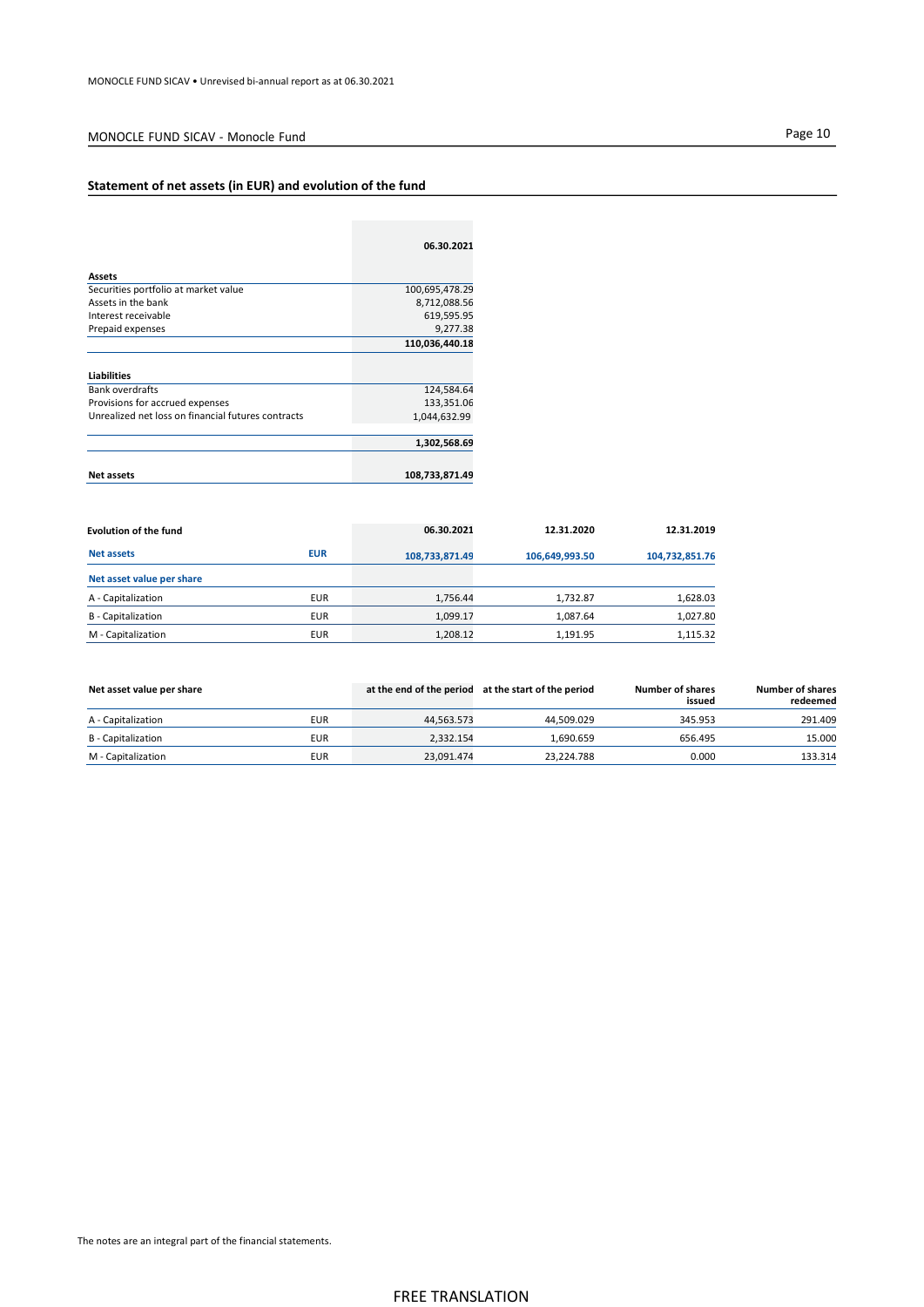## MONOCLE FUND SICAV - Monocle Fund

### Statement of net assets (in EUR) and evolution of the fund

| | 06.30.2021 |
|---|---|
| **Assets** | |
| Securities portfolio at market value | 100,695,478.29 |
| Assets in the bank | 8,712,088.56 |
| Interest receivable | 619,595.95 |
| Prepaid expenses | 9,277.38 |
| | **110,036,440.18** |
| **Liabilities** | |
| Bank overdrafts | 124,584.64 |
| Provisions for accrued expenses | 133,351.06 |
| Unrealized net loss on financial futures contracts | 1,044,632.99 |
| | **1,302,568.69** |
| **Net assets** | **108,733,871.49** |

| **Evolution of the fund** | | **06.30.2021** | **12.31.2020** | **12.31.2019** |
|---|---|---|---|---|
| **Net assets** | **EUR** | **108,733,871.49** | **106,649,993.50** | **104,732,851.76** |
| **Net asset value per share** | | | | |
| A - Capitalization | EUR | 1,756.44 | 1,732.87 | 1,628.03 |
| B - Capitalization | EUR | 1,099.17 | 1,087.64 | 1,027.80 |
| M - Capitalization | EUR | 1,208.12 | 1,191.95 | 1,115.32 |

| **Net asset value per share** | | **at the end of the period** | **at the start of the period** | **Number of shares issued** | **Number of shares redeemed** |
|---|---|---|---|---|---|
| A - Capitalization | EUR | 44,563.573 | 44,509.029 | 345.953 | 291.409 |
| B - Capitalization | EUR | 2,332.154 | 1,690.659 | 656.495 | 15.000 |
| M - Capitalization | EUR | 23,091.474 | 23,224.788 | 0.000 | 133.314 |

The notes are an integral part of the financial statements.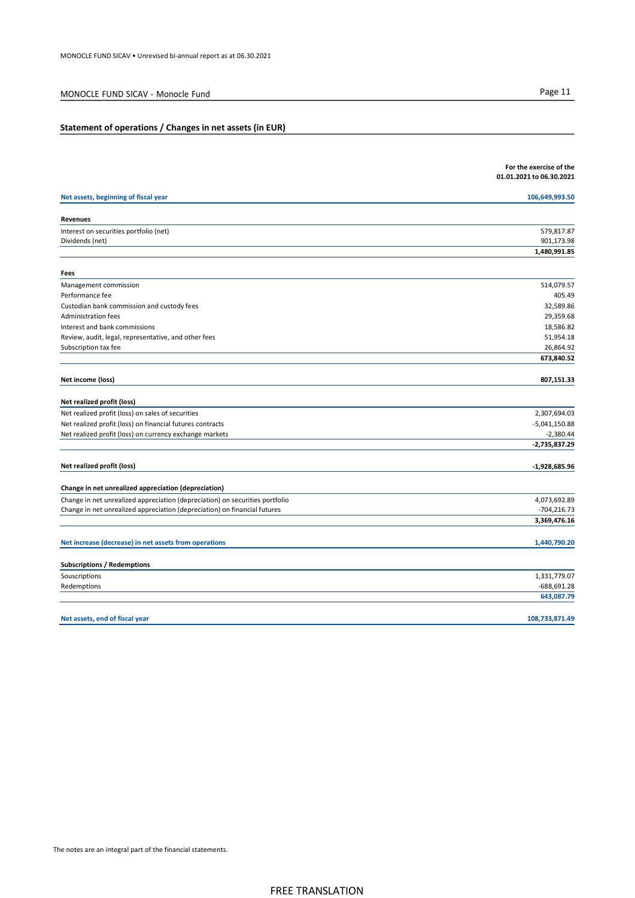## MONOCLE FUND SICAV - Monocle Fund

### Statement of operations / Changes in net assets (in EUR)

| | For the exercise of the 01.01.2021 to 06.30.2021 |
|---|---|
| **Net assets, beginning of fiscal year** | **106,649,993.50** |
| **Revenues** | |
| Interest on securities portfolio (net) | 579,817.87 |
| Dividends (net) | 901,173.98 |
| | **1,480,991.85** |
| **Fees** | |
| Management commission | 514,079.57 |
| Performance fee | 405.49 |
| Custodian bank commission and custody fees | 32,589.86 |
| Administration fees | 29,359.68 |
| Interest and bank commissions | 18,586.82 |
| Review, audit, legal, representative, and other fees | 51,954.18 |
| Subscription tax fee | 26,864.92 |
| | **673,840.52** |
| **Net income (loss)** | **807,151.33** |
| **Net realized profit (loss)** | |
| Net realized profit (loss) on sales of securities | 2,307,694.03 |
| Net realized profit (loss) on financial futures contracts | -5,041,150.88 |
| Net realized profit (loss) on currency exchange markets | -2,380.44 |
| | **-2,735,837.29** |
| **Net realized profit (loss)** | **-1,928,685.96** |
| **Change in net unrealized appreciation (depreciation)** | |
| Change in net unrealized appreciation (depreciation) on securities portfolio | 4,073,692.89 |
| Change in net unrealized appreciation (depreciation) on financial futures | -704,216.73 |
| | **3,369,476.16** |
| **Net increase (decrease) in net assets from operations** | **1,440,790.20** |
| **Subscriptions / Redemptions** | |
| Souscriptions | 1,331,779.07 |
| Redemptions | -688,691.28 |
| | **643,087.79** |
| **Net assets, end of fiscal year** | **108,733,871.49** |

The notes are an integral part of the financial statements.

FREE TRANSLATION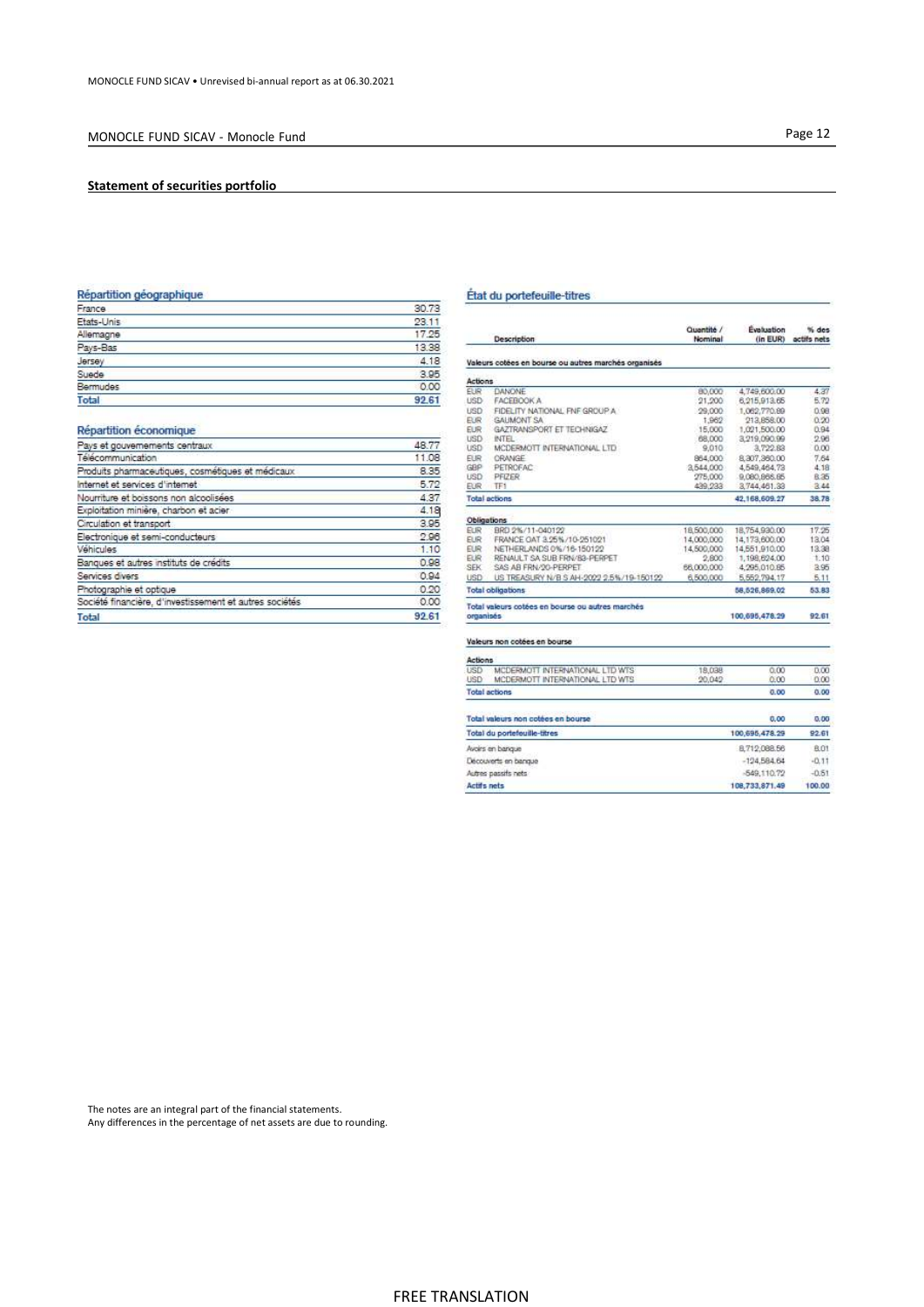## MONOCLE FUND SICAV - Monocle Fund

### Statement of securities portfolio

#### Répartition géographique

| | |
|---|---|
| France | 30.73 |
| Etats-Unis | 23.11 |
| Allemagne | 17.25 |
| Pays-Bas | 13.38 |
| Jersey | 4.18 |
| Suede | 3.95 |
| Bermudes | 0.00 |
| **Total** | **92.61** |

#### Répartition économique

| | |
|---|---|
| Pays et gouvernements centraux | 48.77 |
| Télécommunication | 11.08 |
| Produits pharmaceutiques, cosmétiques et médicaux | 8.35 |
| Internet et services d'internet | 5.72 |
| Nourriture et boissons non alcoolisées | 4.37 |
| Exploitation minière, charbon et acier | 4.18 |
| Circulation et transport | 3.95 |
| Electronique et semi-conducteurs | 2.96 |
| Véhicules | 1.10 |
| Banques et autres instituts de crédits | 0.98 |
| Services divers | 0.94 |
| Photographie et optique | 0.20 |
| Société financière, d'investissement et autres sociétés | 0.00 |
| **Total** | **92.61** |

#### État du portefeuille-titres

| | Description | Quantité / Nominal | Évaluation (in EUR) | % des actifs nets |
|---|---|---|---|---|
| | **Valeurs cotées en bourse ou autres marchés organisés** | | | |
| | **Actions** | | | |
| EUR | DANONE | 80,000 | 4,749,600.00 | 4.37 |
| USD | FACEBOOK A | 21,200 | 6,215,913.65 | 5.72 |
| USD | FIDELITY NATIONAL FNF GROUP A | 29,000 | 1,062,770.89 | 0.98 |
| EUR | GAUMONT SA | 1,962 | 213,858.00 | 0.20 |
| EUR | GAZTRANSPORT ET TECHNIGAZ | 15,000 | 1,021,500.00 | 0.94 |
| USD | INTEL | 68,000 | 3,219,090.99 | 2.96 |
| USD | MCDERMOTT INTERNATIONAL LTD | 9,010 | 3,722.83 | 0.00 |
| EUR | ORANGE | 864,000 | 8,307,360.00 | 7.64 |
| GBP | PETROFAC | 3,544,000 | 4,549,464.73 | 4.18 |
| USD | PFIZER | 275,000 | 9,080,866.85 | 8.35 |
| EUR | TF1 | 439,233 | 3,744,461.33 | 3.44 |
| | **Total actions** | | **42,168,609.27** | **38.78** |
| | **Obligations** | | | |
| EUR | BRD 2%/11-040122 | 18,500,000 | 18,754,930.00 | 17.25 |
| EUR | FRANCE OAT 3.25%/10-251021 | 14,000,000 | 14,173,600.00 | 13.04 |
| EUR | NETHERLANDS 0%/16-150122 | 14,500,000 | 14,551,910.00 | 13.38 |
| EUR | RENAULT SA SUB FRN/83-PERPET | 2,800 | 1,198,624.00 | 1.10 |
| SEK | SAS AB FRN/20-PERPET | 66,000,000 | 4,295,010.85 | 3.95 |
| USD | US TREASURY N/B S AH-2022 2.5%/19-150122 | 6,500,000 | 5,552,794.17 | 5.11 |
| | **Total obligations** | | **58,526,869.02** | **53.83** |
| | **Total valeurs cotées en bourse ou autres marchés organisés** | | **100,695,478.29** | **92.61** |
| | **Valeurs non cotées en bourse** | | | |
| | **Actions** | | | |
| USD | MCDERMOTT INTERNATIONAL LTD WTS | 18,038 | 0.00 | 0.00 |
| USD | MCDERMOTT INTERNATIONAL LTD WTS | 20,042 | 0.00 | 0.00 |
| | **Total actions** | | **0.00** | **0.00** |
| | **Total valeurs non cotées en bourse** | | **0.00** | **0.00** |
| | **Total du portefeuille-titres** | | **100,695,478.29** | **92.61** |
| | Avoirs en banque | | 8,712,088.56 | 8.01 |
| | Découverts en banque | | -124,584.64 | -0.11 |
| | Autres passifs nets | | -549,110.72 | -0.51 |
| | **Actifs nets** | | **108,733,871.49** | **100.00** |

The notes are an integral part of the financial statements.
Any differences in the percentage of net assets are due to rounding.

FREE TRANSLATION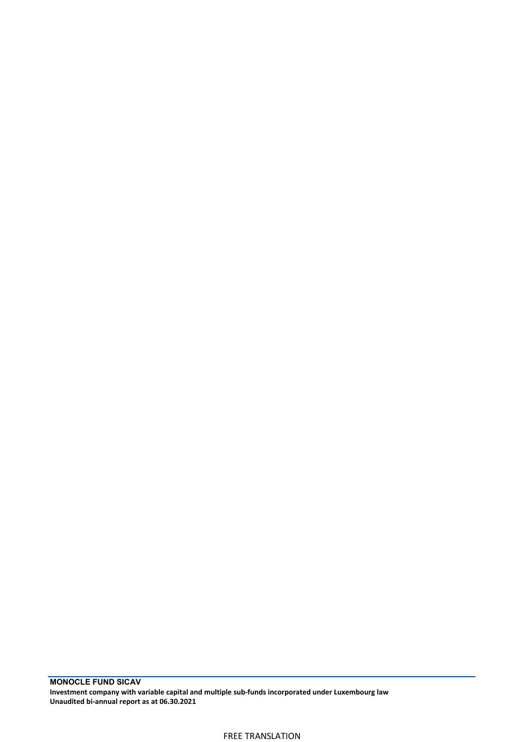**MONOCLE FUND SICAV**

**Investment company with variable capital and multiple sub-funds incorporated under Luxembourg law**

**Unaudited bi-annual report as at 06.30.2021**

FREE TRANSLATION